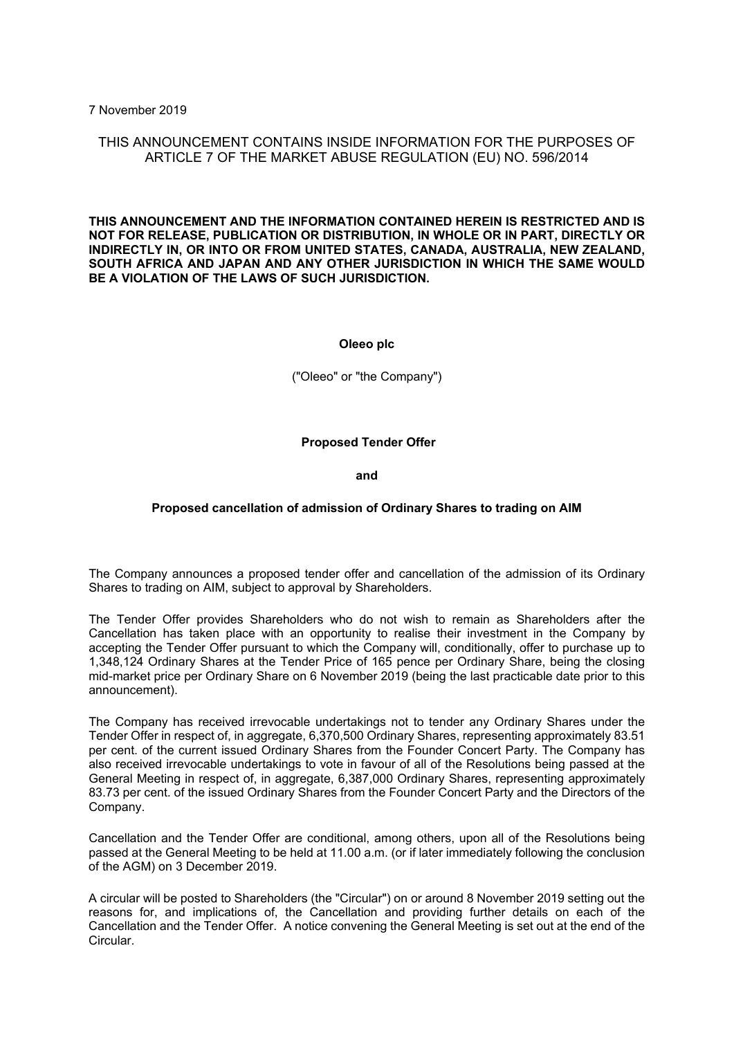7 November 2019

THIS ANNOUNCEMENT CONTAINS INSIDE INFORMATION FOR THE PURPOSES OF ARTICLE 7 OF THE MARKET ABUSE REGULATION (EU) NO. 596/2014

**THIS ANNOUNCEMENT AND THE INFORMATION CONTAINED HEREIN IS RESTRICTED AND IS NOT FOR RELEASE, PUBLICATION OR DISTRIBUTION, IN WHOLE OR IN PART, DIRECTLY OR INDIRECTLY IN, OR INTO OR FROM UNITED STATES, CANADA, AUSTRALIA, NEW ZEALAND, SOUTH AFRICA AND JAPAN AND ANY OTHER JURISDICTION IN WHICH THE SAME WOULD BE A VIOLATION OF THE LAWS OF SUCH JURISDICTION.**

**Oleeo plc**

("Oleeo" or "the Company")

**Proposed Tender Offer**

**and**

**Proposed cancellation of admission of Ordinary Shares to trading on AIM**

The Company announces a proposed tender offer and cancellation of the admission of its Ordinary Shares to trading on AIM, subject to approval by Shareholders.

The Tender Offer provides Shareholders who do not wish to remain as Shareholders after the Cancellation has taken place with an opportunity to realise their investment in the Company by accepting the Tender Offer pursuant to which the Company will, conditionally, offer to purchase up to 1,348,124 Ordinary Shares at the Tender Price of 165 pence per Ordinary Share, being the closing mid-market price per Ordinary Share on 6 November 2019 (being the last practicable date prior to this announcement).

The Company has received irrevocable undertakings not to tender any Ordinary Shares under the Tender Offer in respect of, in aggregate, 6,370,500 Ordinary Shares, representing approximately 83.51 per cent. of the current issued Ordinary Shares from the Founder Concert Party. The Company has also received irrevocable undertakings to vote in favour of all of the Resolutions being passed at the General Meeting in respect of, in aggregate, 6,387,000 Ordinary Shares, representing approximately 83.73 per cent. of the issued Ordinary Shares from the Founder Concert Party and the Directors of the Company.

Cancellation and the Tender Offer are conditional, among others, upon all of the Resolutions being passed at the General Meeting to be held at 11.00 a.m. (or if later immediately following the conclusion of the AGM) on 3 December 2019.

A circular will be posted to Shareholders (the "Circular") on or around 8 November 2019 setting out the reasons for, and implications of, the Cancellation and providing further details on each of the Cancellation and the Tender Offer. A notice convening the General Meeting is set out at the end of the Circular.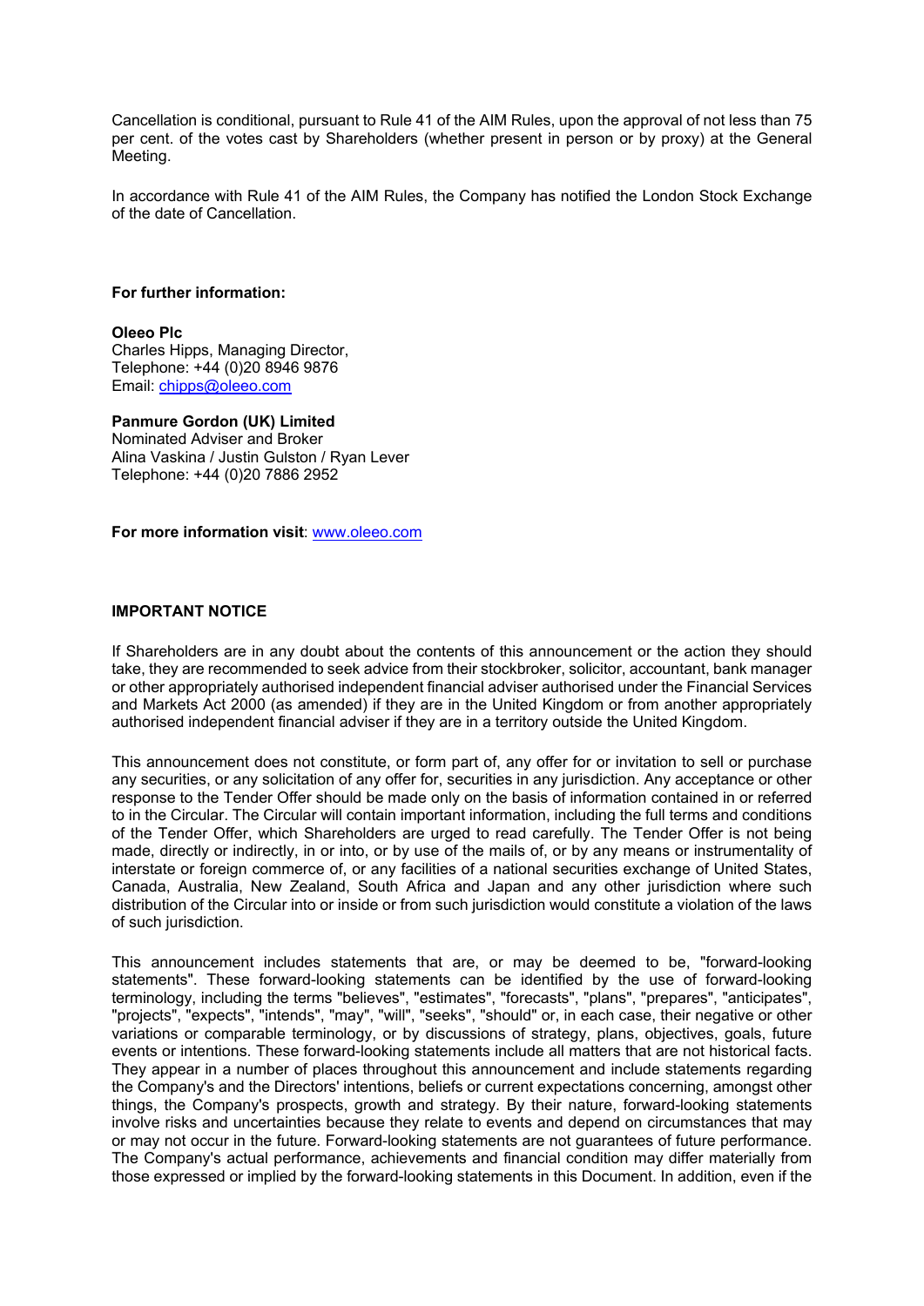Cancellation is conditional, pursuant to Rule 41 of the AIM Rules, upon the approval of not less than 75 per cent. of the votes cast by Shareholders (whether present in person or by proxy) at the General Meeting.

In accordance with Rule 41 of the AIM Rules, the Company has notified the London Stock Exchange of the date of Cancellation.

**For further information:**

**Oleeo Plc**
Charles Hipps, Managing Director,
Telephone: +44 (0)20 8946 9876
Email: chipps@oleeo.com

**Panmure Gordon (UK) Limited**
Nominated Adviser and Broker
Alina Vaskina / Justin Gulston / Ryan Lever
Telephone: +44 (0)20 7886 2952

**For more information visit**: www.oleeo.com

**IMPORTANT NOTICE**

If Shareholders are in any doubt about the contents of this announcement or the action they should take, they are recommended to seek advice from their stockbroker, solicitor, accountant, bank manager or other appropriately authorised independent financial adviser authorised under the Financial Services and Markets Act 2000 (as amended) if they are in the United Kingdom or from another appropriately authorised independent financial adviser if they are in a territory outside the United Kingdom.

This announcement does not constitute, or form part of, any offer for or invitation to sell or purchase any securities, or any solicitation of any offer for, securities in any jurisdiction. Any acceptance or other response to the Tender Offer should be made only on the basis of information contained in or referred to in the Circular. The Circular will contain important information, including the full terms and conditions of the Tender Offer, which Shareholders are urged to read carefully. The Tender Offer is not being made, directly or indirectly, in or into, or by use of the mails of, or by any means or instrumentality of interstate or foreign commerce of, or any facilities of a national securities exchange of United States, Canada, Australia, New Zealand, South Africa and Japan and any other jurisdiction where such distribution of the Circular into or inside or from such jurisdiction would constitute a violation of the laws of such jurisdiction.

This announcement includes statements that are, or may be deemed to be, "forward-looking statements". These forward-looking statements can be identified by the use of forward-looking terminology, including the terms "believes", "estimates", "forecasts", "plans", "prepares", "anticipates", "projects", "expects", "intends", "may", "will", "seeks", "should" or, in each case, their negative or other variations or comparable terminology, or by discussions of strategy, plans, objectives, goals, future events or intentions. These forward-looking statements include all matters that are not historical facts. They appear in a number of places throughout this announcement and include statements regarding the Company's and the Directors' intentions, beliefs or current expectations concerning, amongst other things, the Company's prospects, growth and strategy. By their nature, forward-looking statements involve risks and uncertainties because they relate to events and depend on circumstances that may or may not occur in the future. Forward-looking statements are not guarantees of future performance. The Company's actual performance, achievements and financial condition may differ materially from those expressed or implied by the forward-looking statements in this Document. In addition, even if the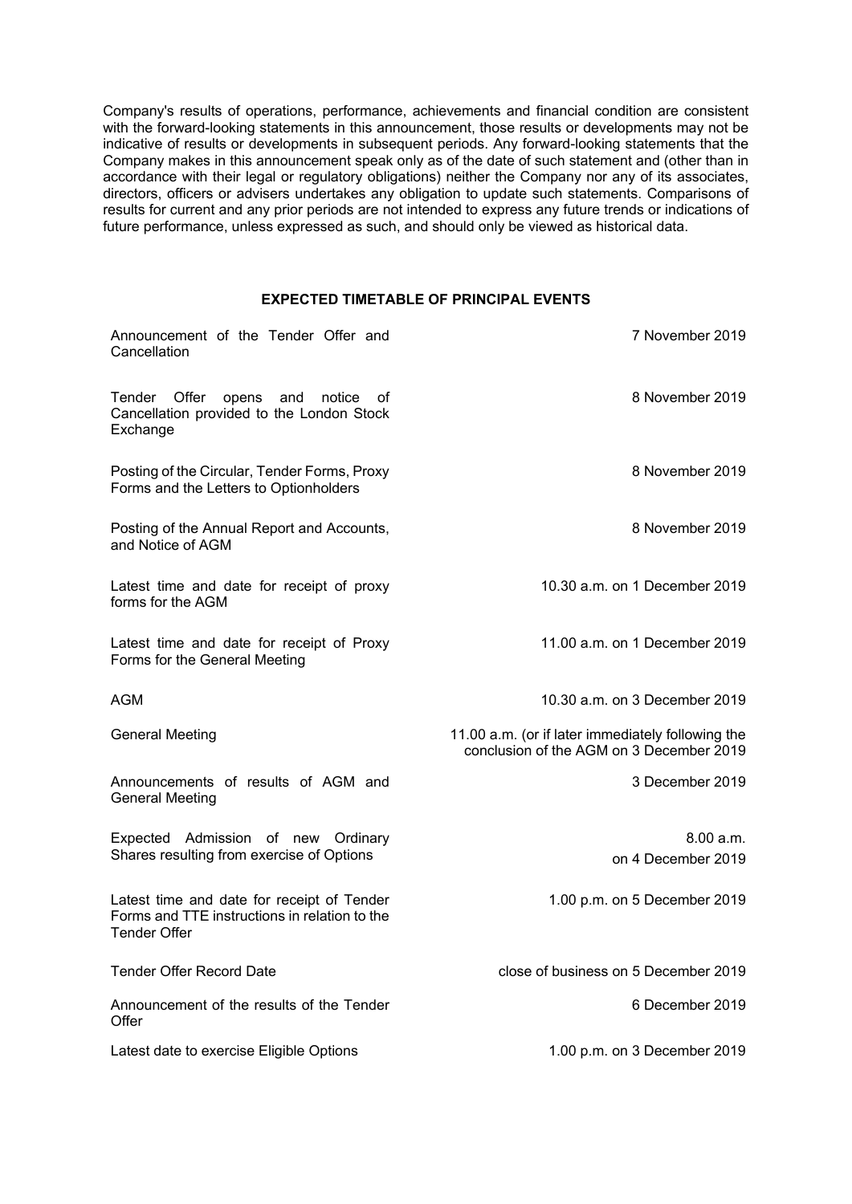Company's results of operations, performance, achievements and financial condition are consistent with the forward-looking statements in this announcement, those results or developments may not be indicative of results or developments in subsequent periods. Any forward-looking statements that the Company makes in this announcement speak only as of the date of such statement and (other than in accordance with their legal or regulatory obligations) neither the Company nor any of its associates, directors, officers or advisers undertakes any obligation to update such statements. Comparisons of results for current and any prior periods are not intended to express any future trends or indications of future performance, unless expressed as such, and should only be viewed as historical data.

**EXPECTED TIMETABLE OF PRINCIPAL EVENTS**

| | |
|---|---|
| Announcement of the Tender Offer and Cancellation | 7 November 2019 |
| Tender Offer opens and notice of Cancellation provided to the London Stock Exchange | 8 November 2019 |
| Posting of the Circular, Tender Forms, Proxy Forms and the Letters to Optionholders | 8 November 2019 |
| Posting of the Annual Report and Accounts, and Notice of AGM | 8 November 2019 |
| Latest time and date for receipt of proxy forms for the AGM | 10.30 a.m. on 1 December 2019 |
| Latest time and date for receipt of Proxy Forms for the General Meeting | 11.00 a.m. on 1 December 2019 |
| AGM | 10.30 a.m. on 3 December 2019 |
| General Meeting | 11.00 a.m. (or if later immediately following the conclusion of the AGM on 3 December 2019 |
| Announcements of results of AGM and General Meeting | 3 December 2019 |
| Expected Admission of new Ordinary Shares resulting from exercise of Options | 8.00 a.m. on 4 December 2019 |
| Latest time and date for receipt of Tender Forms and TTE instructions in relation to the Tender Offer | 1.00 p.m. on 5 December 2019 |
| Tender Offer Record Date | close of business on 5 December 2019 |
| Announcement of the results of the Tender Offer | 6 December 2019 |
| Latest date to exercise Eligible Options | 1.00 p.m. on 3 December 2019 |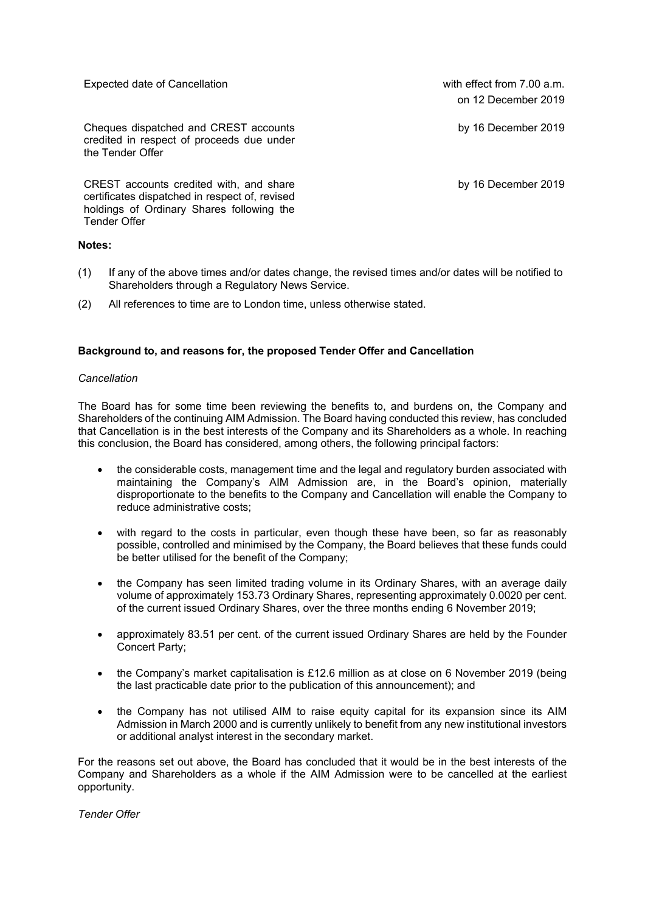| | |
|---|---|
| Expected date of Cancellation | with effect from 7.00 a.m. on 12 December 2019 |
| Cheques dispatched and CREST accounts credited in respect of proceeds due under the Tender Offer | by 16 December 2019 |
| CREST accounts credited with, and share certificates dispatched in respect of, revised holdings of Ordinary Shares following the Tender Offer | by 16 December 2019 |

**Notes:**

(1) If any of the above times and/or dates change, the revised times and/or dates will be notified to Shareholders through a Regulatory News Service.

(2) All references to time are to London time, unless otherwise stated.

**Background to, and reasons for, the proposed Tender Offer and Cancellation**

*Cancellation*

The Board has for some time been reviewing the benefits to, and burdens on, the Company and Shareholders of the continuing AIM Admission. The Board having conducted this review, has concluded that Cancellation is in the best interests of the Company and its Shareholders as a whole. In reaching this conclusion, the Board has considered, among others, the following principal factors:

- the considerable costs, management time and the legal and regulatory burden associated with maintaining the Company's AIM Admission are, in the Board's opinion, materially disproportionate to the benefits to the Company and Cancellation will enable the Company to reduce administrative costs;
- with regard to the costs in particular, even though these have been, so far as reasonably possible, controlled and minimised by the Company, the Board believes that these funds could be better utilised for the benefit of the Company;
- the Company has seen limited trading volume in its Ordinary Shares, with an average daily volume of approximately 153.73 Ordinary Shares, representing approximately 0.0020 per cent. of the current issued Ordinary Shares, over the three months ending 6 November 2019;
- approximately 83.51 per cent. of the current issued Ordinary Shares are held by the Founder Concert Party;
- the Company's market capitalisation is £12.6 million as at close on 6 November 2019 (being the last practicable date prior to the publication of this announcement); and
- the Company has not utilised AIM to raise equity capital for its expansion since its AIM Admission in March 2000 and is currently unlikely to benefit from any new institutional investors or additional analyst interest in the secondary market.

For the reasons set out above, the Board has concluded that it would be in the best interests of the Company and Shareholders as a whole if the AIM Admission were to be cancelled at the earliest opportunity.

*Tender Offer*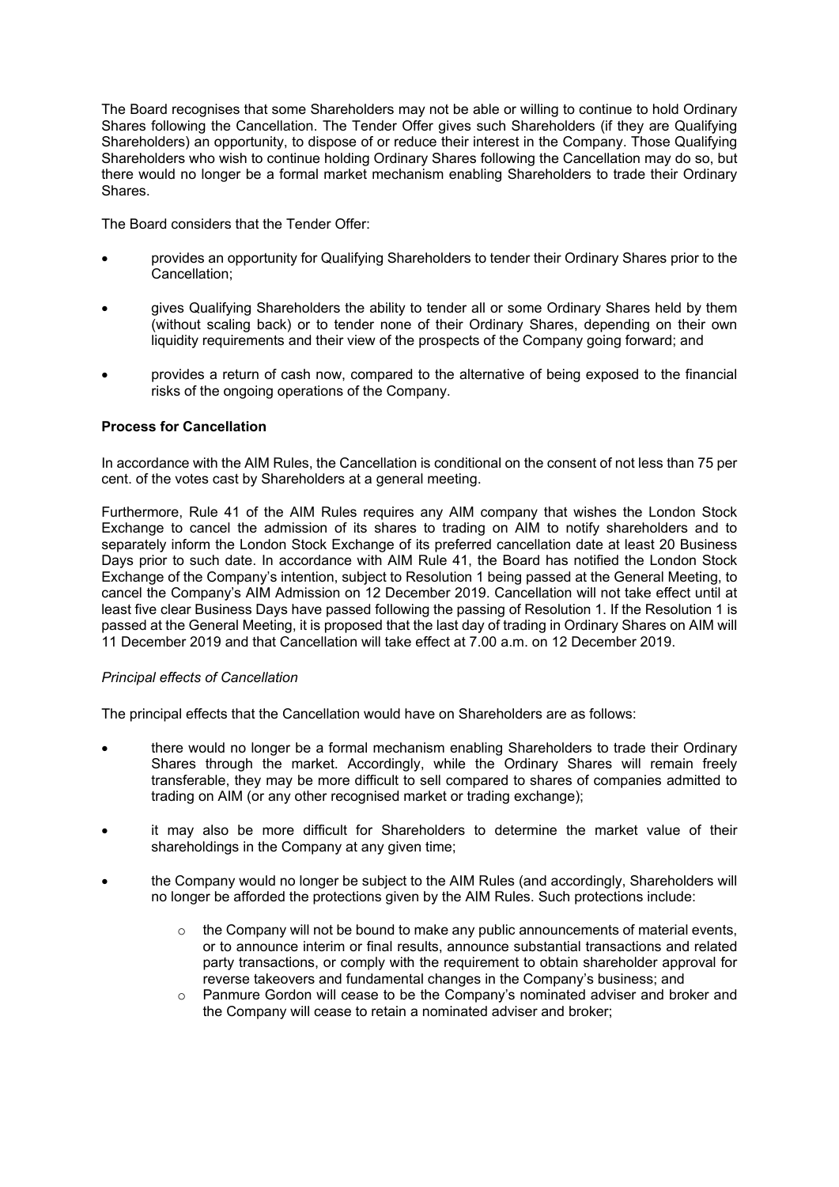The Board recognises that some Shareholders may not be able or willing to continue to hold Ordinary Shares following the Cancellation. The Tender Offer gives such Shareholders (if they are Qualifying Shareholders) an opportunity, to dispose of or reduce their interest in the Company. Those Qualifying Shareholders who wish to continue holding Ordinary Shares following the Cancellation may do so, but there would no longer be a formal market mechanism enabling Shareholders to trade their Ordinary Shares.

The Board considers that the Tender Offer:

- provides an opportunity for Qualifying Shareholders to tender their Ordinary Shares prior to the Cancellation;
- gives Qualifying Shareholders the ability to tender all or some Ordinary Shares held by them (without scaling back) or to tender none of their Ordinary Shares, depending on their own liquidity requirements and their view of the prospects of the Company going forward; and
- provides a return of cash now, compared to the alternative of being exposed to the financial risks of the ongoing operations of the Company.

**Process for Cancellation**

In accordance with the AIM Rules, the Cancellation is conditional on the consent of not less than 75 per cent. of the votes cast by Shareholders at a general meeting.

Furthermore, Rule 41 of the AIM Rules requires any AIM company that wishes the London Stock Exchange to cancel the admission of its shares to trading on AIM to notify shareholders and to separately inform the London Stock Exchange of its preferred cancellation date at least 20 Business Days prior to such date. In accordance with AIM Rule 41, the Board has notified the London Stock Exchange of the Company's intention, subject to Resolution 1 being passed at the General Meeting, to cancel the Company's AIM Admission on 12 December 2019. Cancellation will not take effect until at least five clear Business Days have passed following the passing of Resolution 1. If the Resolution 1 is passed at the General Meeting, it is proposed that the last day of trading in Ordinary Shares on AIM will 11 December 2019 and that Cancellation will take effect at 7.00 a.m. on 12 December 2019.

*Principal effects of Cancellation*

The principal effects that the Cancellation would have on Shareholders are as follows:

- there would no longer be a formal mechanism enabling Shareholders to trade their Ordinary Shares through the market. Accordingly, while the Ordinary Shares will remain freely transferable, they may be more difficult to sell compared to shares of companies admitted to trading on AIM (or any other recognised market or trading exchange);
- it may also be more difficult for Shareholders to determine the market value of their shareholdings in the Company at any given time;
- the Company would no longer be subject to the AIM Rules (and accordingly, Shareholders will no longer be afforded the protections given by the AIM Rules. Such protections include:
  - the Company will not be bound to make any public announcements of material events, or to announce interim or final results, announce substantial transactions and related party transactions, or comply with the requirement to obtain shareholder approval for reverse takeovers and fundamental changes in the Company's business; and
  - Panmure Gordon will cease to be the Company's nominated adviser and broker and the Company will cease to retain a nominated adviser and broker;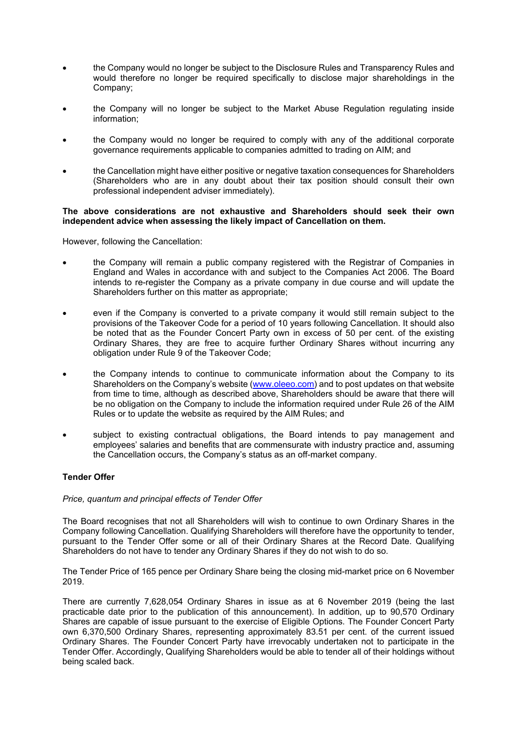- the Company would no longer be subject to the Disclosure Rules and Transparency Rules and would therefore no longer be required specifically to disclose major shareholdings in the Company;
- the Company will no longer be subject to the Market Abuse Regulation regulating inside information;
- the Company would no longer be required to comply with any of the additional corporate governance requirements applicable to companies admitted to trading on AIM; and
- the Cancellation might have either positive or negative taxation consequences for Shareholders (Shareholders who are in any doubt about their tax position should consult their own professional independent adviser immediately).

**The above considerations are not exhaustive and Shareholders should seek their own independent advice when assessing the likely impact of Cancellation on them.**

However, following the Cancellation:

- the Company will remain a public company registered with the Registrar of Companies in England and Wales in accordance with and subject to the Companies Act 2006. The Board intends to re-register the Company as a private company in due course and will update the Shareholders further on this matter as appropriate;
- even if the Company is converted to a private company it would still remain subject to the provisions of the Takeover Code for a period of 10 years following Cancellation. It should also be noted that as the Founder Concert Party own in excess of 50 per cent. of the existing Ordinary Shares, they are free to acquire further Ordinary Shares without incurring any obligation under Rule 9 of the Takeover Code;
- the Company intends to continue to communicate information about the Company to its Shareholders on the Company's website (www.oleeo.com) and to post updates on that website from time to time, although as described above, Shareholders should be aware that there will be no obligation on the Company to include the information required under Rule 26 of the AIM Rules or to update the website as required by the AIM Rules; and
- subject to existing contractual obligations, the Board intends to pay management and employees' salaries and benefits that are commensurate with industry practice and, assuming the Cancellation occurs, the Company's status as an off-market company.

**Tender Offer**

*Price, quantum and principal effects of Tender Offer*

The Board recognises that not all Shareholders will wish to continue to own Ordinary Shares in the Company following Cancellation. Qualifying Shareholders will therefore have the opportunity to tender, pursuant to the Tender Offer some or all of their Ordinary Shares at the Record Date. Qualifying Shareholders do not have to tender any Ordinary Shares if they do not wish to do so.

The Tender Price of 165 pence per Ordinary Share being the closing mid-market price on 6 November 2019.

There are currently 7,628,054 Ordinary Shares in issue as at 6 November 2019 (being the last practicable date prior to the publication of this announcement). In addition, up to 90,570 Ordinary Shares are capable of issue pursuant to the exercise of Eligible Options. The Founder Concert Party own 6,370,500 Ordinary Shares, representing approximately 83.51 per cent. of the current issued Ordinary Shares. The Founder Concert Party have irrevocably undertaken not to participate in the Tender Offer. Accordingly, Qualifying Shareholders would be able to tender all of their holdings without being scaled back.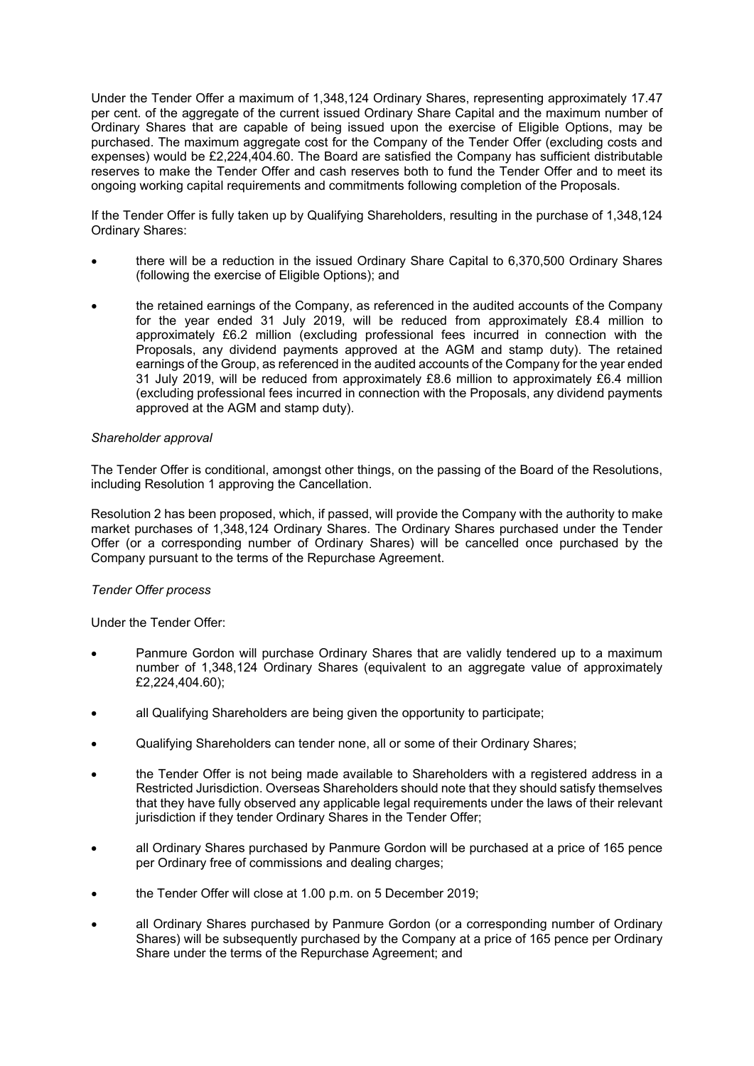Under the Tender Offer a maximum of 1,348,124 Ordinary Shares, representing approximately 17.47 per cent. of the aggregate of the current issued Ordinary Share Capital and the maximum number of Ordinary Shares that are capable of being issued upon the exercise of Eligible Options, may be purchased. The maximum aggregate cost for the Company of the Tender Offer (excluding costs and expenses) would be £2,224,404.60. The Board are satisfied the Company has sufficient distributable reserves to make the Tender Offer and cash reserves both to fund the Tender Offer and to meet its ongoing working capital requirements and commitments following completion of the Proposals.

If the Tender Offer is fully taken up by Qualifying Shareholders, resulting in the purchase of 1,348,124 Ordinary Shares:

- there will be a reduction in the issued Ordinary Share Capital to 6,370,500 Ordinary Shares (following the exercise of Eligible Options); and
- the retained earnings of the Company, as referenced in the audited accounts of the Company for the year ended 31 July 2019, will be reduced from approximately £8.4 million to approximately £6.2 million (excluding professional fees incurred in connection with the Proposals, any dividend payments approved at the AGM and stamp duty). The retained earnings of the Group, as referenced in the audited accounts of the Company for the year ended 31 July 2019, will be reduced from approximately £8.6 million to approximately £6.4 million (excluding professional fees incurred in connection with the Proposals, any dividend payments approved at the AGM and stamp duty).

*Shareholder approval*

The Tender Offer is conditional, amongst other things, on the passing of the Board of the Resolutions, including Resolution 1 approving the Cancellation.

Resolution 2 has been proposed, which, if passed, will provide the Company with the authority to make market purchases of 1,348,124 Ordinary Shares. The Ordinary Shares purchased under the Tender Offer (or a corresponding number of Ordinary Shares) will be cancelled once purchased by the Company pursuant to the terms of the Repurchase Agreement.

*Tender Offer process*

Under the Tender Offer:

- Panmure Gordon will purchase Ordinary Shares that are validly tendered up to a maximum number of 1,348,124 Ordinary Shares (equivalent to an aggregate value of approximately £2,224,404.60);
- all Qualifying Shareholders are being given the opportunity to participate;
- Qualifying Shareholders can tender none, all or some of their Ordinary Shares;
- the Tender Offer is not being made available to Shareholders with a registered address in a Restricted Jurisdiction. Overseas Shareholders should note that they should satisfy themselves that they have fully observed any applicable legal requirements under the laws of their relevant jurisdiction if they tender Ordinary Shares in the Tender Offer;
- all Ordinary Shares purchased by Panmure Gordon will be purchased at a price of 165 pence per Ordinary free of commissions and dealing charges;
- the Tender Offer will close at 1.00 p.m. on 5 December 2019;
- all Ordinary Shares purchased by Panmure Gordon (or a corresponding number of Ordinary Shares) will be subsequently purchased by the Company at a price of 165 pence per Ordinary Share under the terms of the Repurchase Agreement; and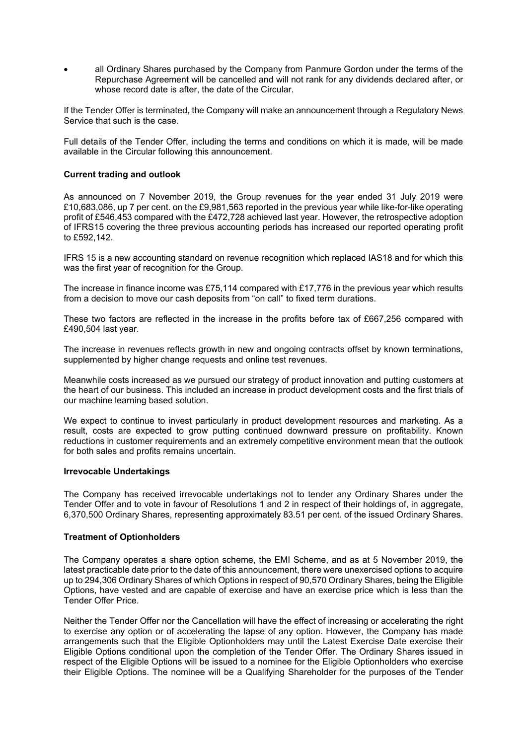- all Ordinary Shares purchased by the Company from Panmure Gordon under the terms of the Repurchase Agreement will be cancelled and will not rank for any dividends declared after, or whose record date is after, the date of the Circular.

If the Tender Offer is terminated, the Company will make an announcement through a Regulatory News Service that such is the case.

Full details of the Tender Offer, including the terms and conditions on which it is made, will be made available in the Circular following this announcement.

**Current trading and outlook**

As announced on 7 November 2019, the Group revenues for the year ended 31 July 2019 were £10,683,086, up 7 per cent. on the £9,981,563 reported in the previous year while like-for-like operating profit of £546,453 compared with the £472,728 achieved last year. However, the retrospective adoption of IFRS15 covering the three previous accounting periods has increased our reported operating profit to £592,142.

IFRS 15 is a new accounting standard on revenue recognition which replaced IAS18 and for which this was the first year of recognition for the Group.

The increase in finance income was £75,114 compared with £17,776 in the previous year which results from a decision to move our cash deposits from "on call" to fixed term durations.

These two factors are reflected in the increase in the profits before tax of £667,256 compared with £490,504 last year.

The increase in revenues reflects growth in new and ongoing contracts offset by known terminations, supplemented by higher change requests and online test revenues.

Meanwhile costs increased as we pursued our strategy of product innovation and putting customers at the heart of our business. This included an increase in product development costs and the first trials of our machine learning based solution.

We expect to continue to invest particularly in product development resources and marketing. As a result, costs are expected to grow putting continued downward pressure on profitability. Known reductions in customer requirements and an extremely competitive environment mean that the outlook for both sales and profits remains uncertain.

**Irrevocable Undertakings**

The Company has received irrevocable undertakings not to tender any Ordinary Shares under the Tender Offer and to vote in favour of Resolutions 1 and 2 in respect of their holdings of, in aggregate, 6,370,500 Ordinary Shares, representing approximately 83.51 per cent. of the issued Ordinary Shares.

**Treatment of Optionholders**

The Company operates a share option scheme, the EMI Scheme, and as at 5 November 2019, the latest practicable date prior to the date of this announcement, there were unexercised options to acquire up to 294,306 Ordinary Shares of which Options in respect of 90,570 Ordinary Shares, being the Eligible Options, have vested and are capable of exercise and have an exercise price which is less than the Tender Offer Price.

Neither the Tender Offer nor the Cancellation will have the effect of increasing or accelerating the right to exercise any option or of accelerating the lapse of any option. However, the Company has made arrangements such that the Eligible Optionholders may until the Latest Exercise Date exercise their Eligible Options conditional upon the completion of the Tender Offer. The Ordinary Shares issued in respect of the Eligible Options will be issued to a nominee for the Eligible Optionholders who exercise their Eligible Options. The nominee will be a Qualifying Shareholder for the purposes of the Tender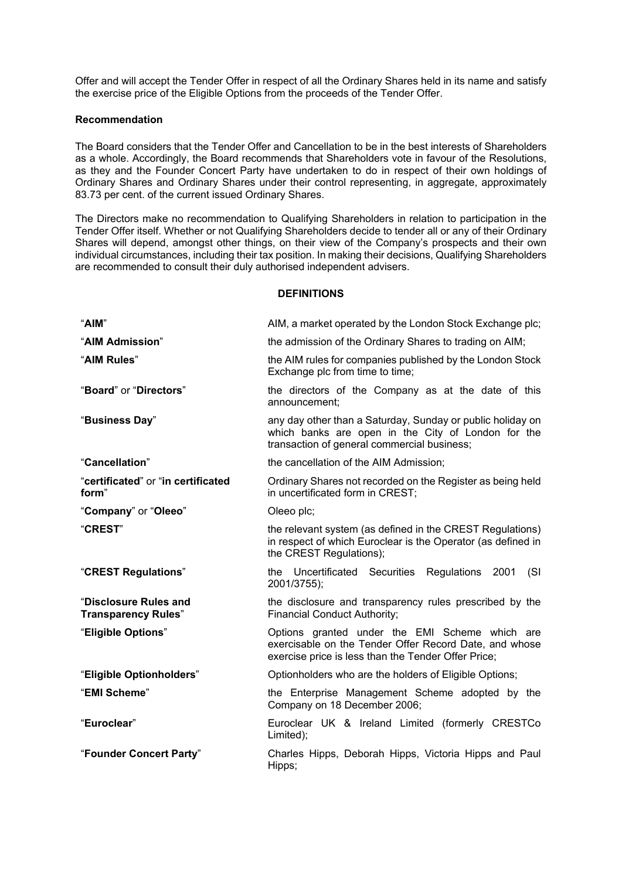Offer and will accept the Tender Offer in respect of all the Ordinary Shares held in its name and satisfy the exercise price of the Eligible Options from the proceeds of the Tender Offer.

**Recommendation**

The Board considers that the Tender Offer and Cancellation to be in the best interests of Shareholders as a whole. Accordingly, the Board recommends that Shareholders vote in favour of the Resolutions, as they and the Founder Concert Party have undertaken to do in respect of their own holdings of Ordinary Shares and Ordinary Shares under their control representing, in aggregate, approximately 83.73 per cent. of the current issued Ordinary Shares.

The Directors make no recommendation to Qualifying Shareholders in relation to participation in the Tender Offer itself. Whether or not Qualifying Shareholders decide to tender all or any of their Ordinary Shares will depend, amongst other things, on their view of the Company's prospects and their own individual circumstances, including their tax position. In making their decisions, Qualifying Shareholders are recommended to consult their duly authorised independent advisers.

**DEFINITIONS**

| | |
|---|---|
| "**AIM**" | AIM, a market operated by the London Stock Exchange plc; |
| "**AIM Admission**" | the admission of the Ordinary Shares to trading on AIM; |
| "**AIM Rules**" | the AIM rules for companies published by the London Stock Exchange plc from time to time; |
| "**Board**" or "**Directors**" | the directors of the Company as at the date of this announcement; |
| "**Business Day**" | any day other than a Saturday, Sunday or public holiday on which banks are open in the City of London for the transaction of general commercial business; |
| "**Cancellation**" | the cancellation of the AIM Admission; |
| "**certificated**" or "**in certificated form**" | Ordinary Shares not recorded on the Register as being held in uncertificated form in CREST; |
| "**Company**" or "**Oleeo**" | Oleeo plc; |
| "**CREST**" | the relevant system (as defined in the CREST Regulations) in respect of which Euroclear is the Operator (as defined in the CREST Regulations); |
| "**CREST Regulations**" | the Uncertificated Securities Regulations 2001 (SI 2001/3755); |
| "**Disclosure Rules and Transparency Rules**" | the disclosure and transparency rules prescribed by the Financial Conduct Authority; |
| "**Eligible Options**" | Options granted under the EMI Scheme which are exercisable on the Tender Offer Record Date, and whose exercise price is less than the Tender Offer Price; |
| "**Eligible Optionholders**" | Optionholders who are the holders of Eligible Options; |
| "**EMI Scheme**" | the Enterprise Management Scheme adopted by the Company on 18 December 2006; |
| "**Euroclear**" | Euroclear UK & Ireland Limited (formerly CRESTCo Limited); |
| "**Founder Concert Party**" | Charles Hipps, Deborah Hipps, Victoria Hipps and Paul Hipps; |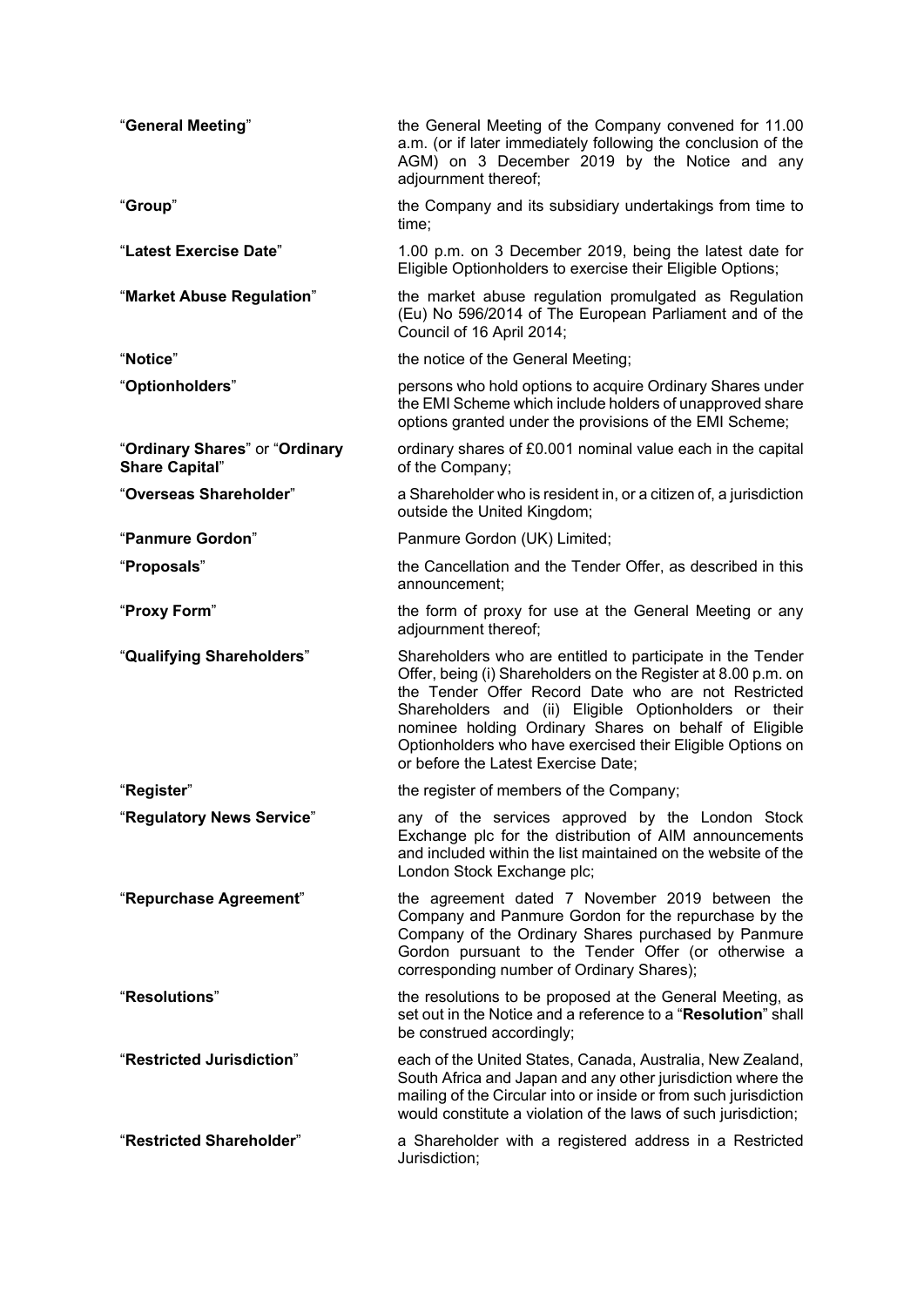| | |
|---|---|
| "**General Meeting**" | the General Meeting of the Company convened for 11.00 a.m. (or if later immediately following the conclusion of the AGM) on 3 December 2019 by the Notice and any adjournment thereof; |
| "**Group**" | the Company and its subsidiary undertakings from time to time; |
| "**Latest Exercise Date**" | 1.00 p.m. on 3 December 2019, being the latest date for Eligible Optionholders to exercise their Eligible Options; |
| "**Market Abuse Regulation**" | the market abuse regulation promulgated as Regulation (Eu) No 596/2014 of The European Parliament and of the Council of 16 April 2014; |
| "**Notice**" | the notice of the General Meeting; |
| "**Optionholders**" | persons who hold options to acquire Ordinary Shares under the EMI Scheme which include holders of unapproved share options granted under the provisions of the EMI Scheme; |
| "**Ordinary Shares**" or "**Ordinary Share Capital**" | ordinary shares of £0.001 nominal value each in the capital of the Company; |
| "**Overseas Shareholder**" | a Shareholder who is resident in, or a citizen of, a jurisdiction outside the United Kingdom; |
| "**Panmure Gordon**" | Panmure Gordon (UK) Limited; |
| "**Proposals**" | the Cancellation and the Tender Offer, as described in this announcement; |
| "**Proxy Form**" | the form of proxy for use at the General Meeting or any adjournment thereof; |
| "**Qualifying Shareholders**" | Shareholders who are entitled to participate in the Tender Offer, being (i) Shareholders on the Register at 8.00 p.m. on the Tender Offer Record Date who are not Restricted Shareholders and (ii) Eligible Optionholders or their nominee holding Ordinary Shares on behalf of Eligible Optionholders who have exercised their Eligible Options on or before the Latest Exercise Date; |
| "**Register**" | the register of members of the Company; |
| "**Regulatory News Service**" | any of the services approved by the London Stock Exchange plc for the distribution of AIM announcements and included within the list maintained on the website of the London Stock Exchange plc; |
| "**Repurchase Agreement**" | the agreement dated 7 November 2019 between the Company and Panmure Gordon for the repurchase by the Company of the Ordinary Shares purchased by Panmure Gordon pursuant to the Tender Offer (or otherwise a corresponding number of Ordinary Shares); |
| "**Resolutions**" | the resolutions to be proposed at the General Meeting, as set out in the Notice and a reference to a "**Resolution**" shall be construed accordingly; |
| "**Restricted Jurisdiction**" | each of the United States, Canada, Australia, New Zealand, South Africa and Japan and any other jurisdiction where the mailing of the Circular into or inside or from such jurisdiction would constitute a violation of the laws of such jurisdiction; |
| "**Restricted Shareholder**" | a Shareholder with a registered address in a Restricted Jurisdiction; |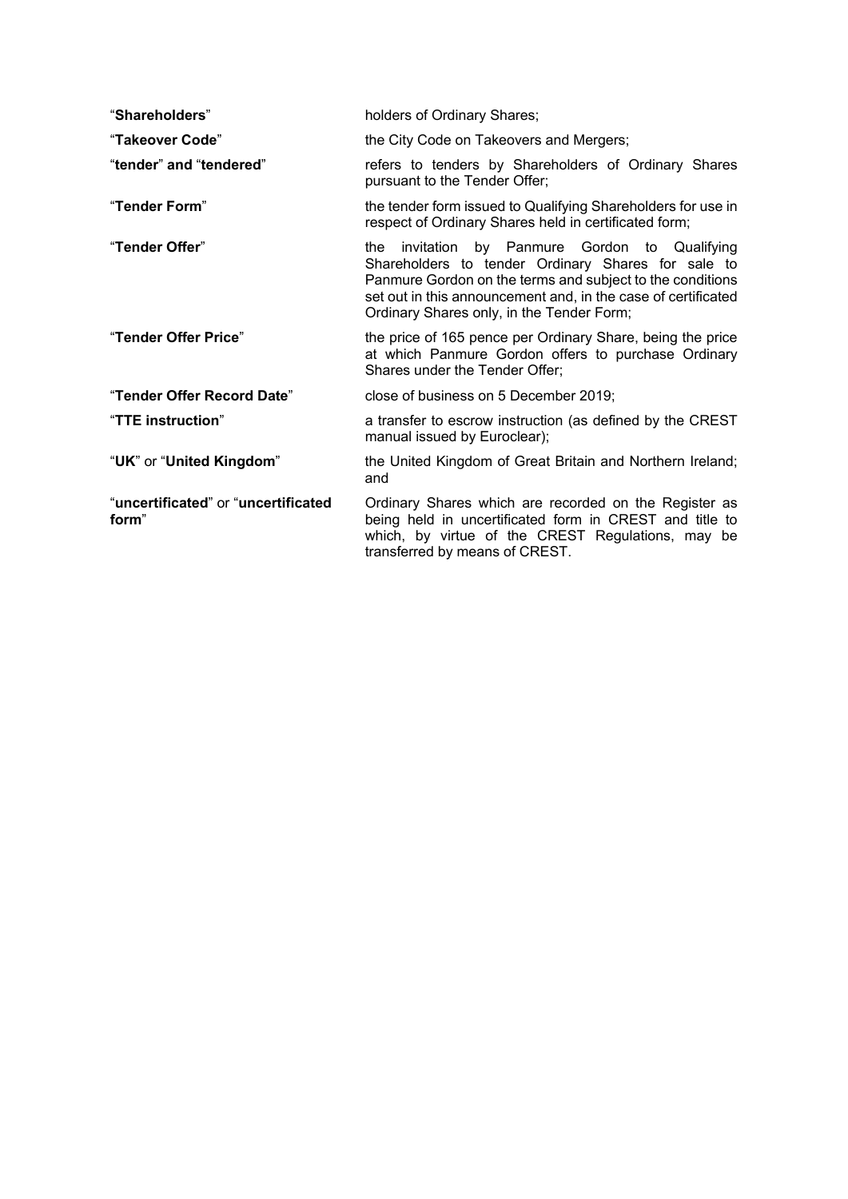| | |
|---|---|
| "**Shareholders**" | holders of Ordinary Shares; |
| "**Takeover Code**" | the City Code on Takeovers and Mergers; |
| "**tender**" and "**tendered**" | refers to tenders by Shareholders of Ordinary Shares pursuant to the Tender Offer; |
| "**Tender Form**" | the tender form issued to Qualifying Shareholders for use in respect of Ordinary Shares held in certificated form; |
| "**Tender Offer**" | the invitation by Panmure Gordon to Qualifying Shareholders to tender Ordinary Shares for sale to Panmure Gordon on the terms and subject to the conditions set out in this announcement and, in the case of certificated Ordinary Shares only, in the Tender Form; |
| "**Tender Offer Price**" | the price of 165 pence per Ordinary Share, being the price at which Panmure Gordon offers to purchase Ordinary Shares under the Tender Offer; |
| "**Tender Offer Record Date**" | close of business on 5 December 2019; |
| "**TTE instruction**" | a transfer to escrow instruction (as defined by the CREST manual issued by Euroclear); |
| "**UK**" or "**United Kingdom**" | the United Kingdom of Great Britain and Northern Ireland; and |
| "**uncertificated**" or "**uncertificated form**" | Ordinary Shares which are recorded on the Register as being held in uncertificated form in CREST and title to which, by virtue of the CREST Regulations, may be transferred by means of CREST. |